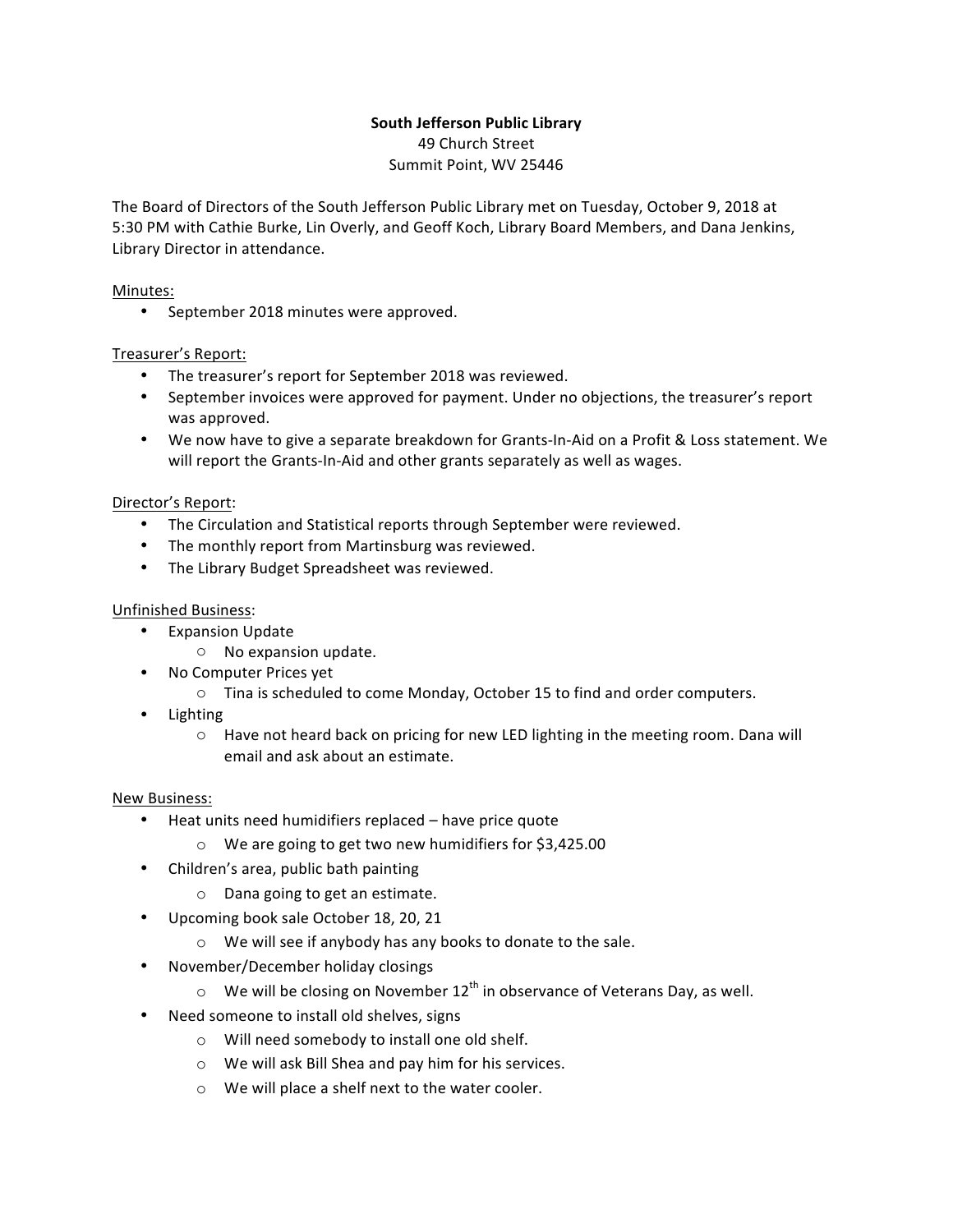**South Jefferson Public Library**
49 Church Street
Summit Point, WV 25446

The Board of Directors of the South Jefferson Public Library met on Tuesday, October 9, 2018 at 5:30 PM with Cathie Burke, Lin Overly, and Geoff Koch, Library Board Members, and Dana Jenkins, Library Director in attendance.

Minutes:

- September 2018 minutes were approved.

Treasurer's Report:

- The treasurer's report for September 2018 was reviewed.
- September invoices were approved for payment. Under no objections, the treasurer's report was approved.
- We now have to give a separate breakdown for Grants-In-Aid on a Profit & Loss statement. We will report the Grants-In-Aid and other grants separately as well as wages.

Director's Report:

- The Circulation and Statistical reports through September were reviewed.
- The monthly report from Martinsburg was reviewed.
- The Library Budget Spreadsheet was reviewed.

Unfinished Business:

- Expansion Update
  - No expansion update.
- No Computer Prices yet
  - Tina is scheduled to come Monday, October 15 to find and order computers.
- Lighting
  - Have not heard back on pricing for new LED lighting in the meeting room. Dana will email and ask about an estimate.

New Business:

- Heat units need humidifiers replaced – have price quote
  - We are going to get two new humidifiers for $3,425.00
- Children's area, public bath painting
  - Dana going to get an estimate.
- Upcoming book sale October 18, 20, 21
  - We will see if anybody has any books to donate to the sale.
- November/December holiday closings
  - We will be closing on November 12th in observance of Veterans Day, as well.
- Need someone to install old shelves, signs
  - Will need somebody to install one old shelf.
  - We will ask Bill Shea and pay him for his services.
  - We will place a shelf next to the water cooler.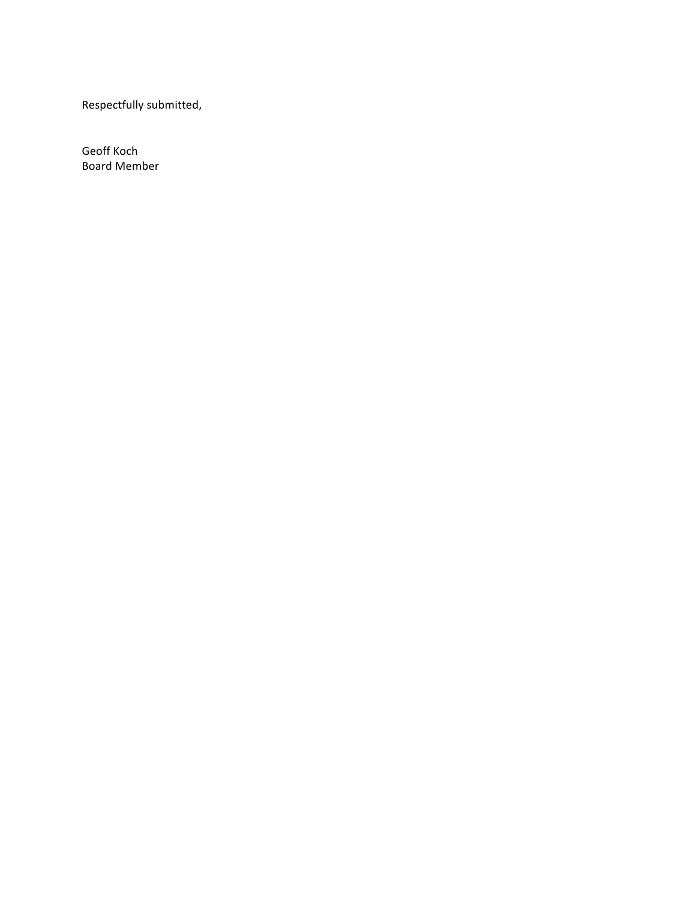Respectfully submitted,

Geoff Koch
Board Member